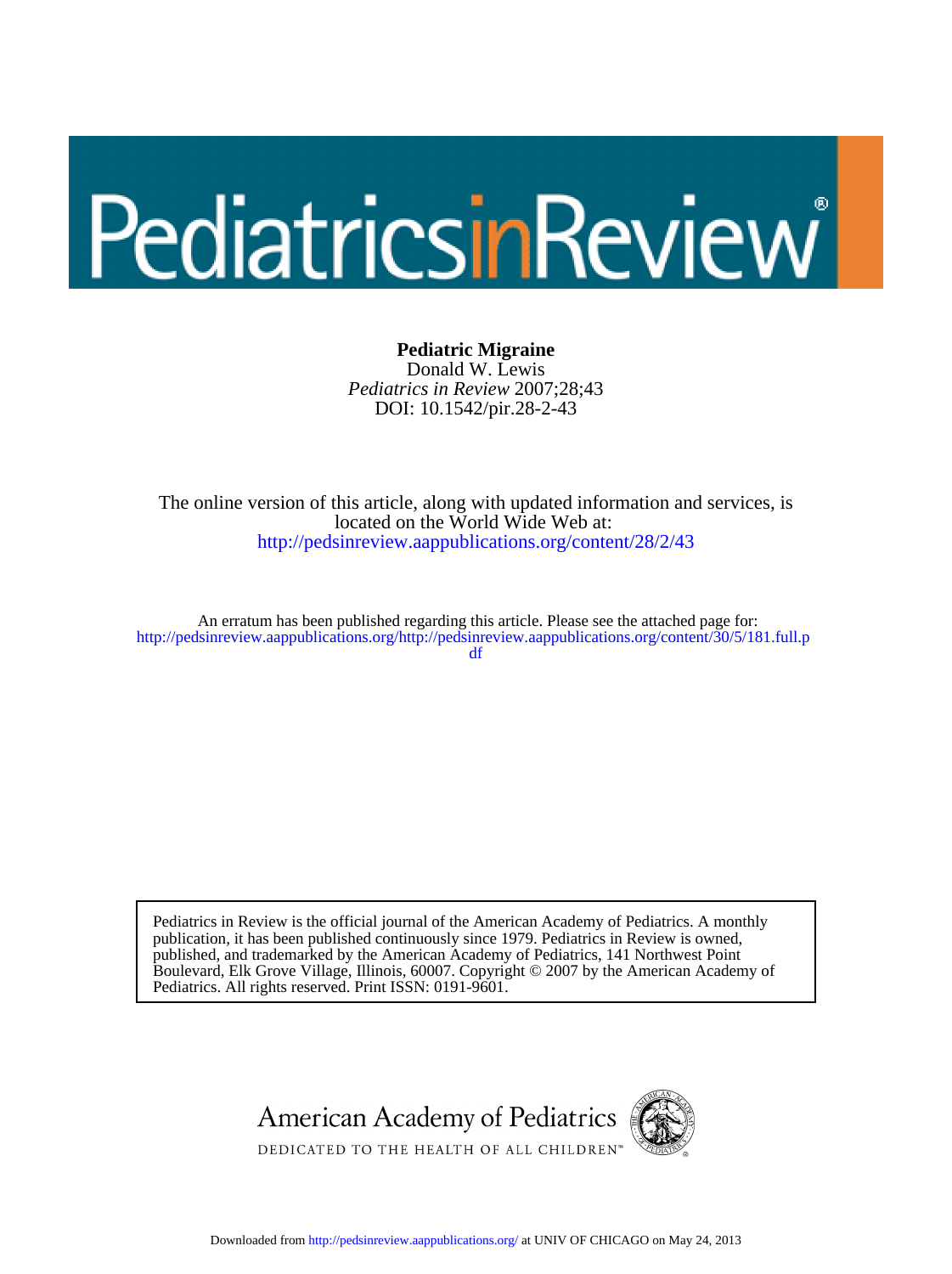# Pediatric Migraine

Donald W. Lewis

*Pediatrics in Review* 2007;28;43

DOI: 10.1542/pir.28-2-43

The online version of this article, along with updated information and services, is located on the World Wide Web at:

http://pedsinreview.aappublications.org/content/28/2/43

An erratum has been published regarding this article. Please see the attached page for:

http://pedsinreview.aappublications.org/http://pedsinreview.aappublications.org/content/30/5/181.full.pdf

Pediatrics in Review is the official journal of the American Academy of Pediatrics. A monthly publication, it has been published continuously since 1979. Pediatrics in Review is owned, published, and trademarked by the American Academy of Pediatrics, 141 Northwest Point Boulevard, Elk Grove Village, Illinois, 60007. Copyright © 2007 by the American Academy of Pediatrics. All rights reserved. Print ISSN: 0191-9601.

American Academy of Pediatrics

DEDICATED TO THE HEALTH OF ALL CHILDREN™

Downloaded from http://pedsinreview.aappublications.org/ at UNIV OF CHICAGO on May 24, 2013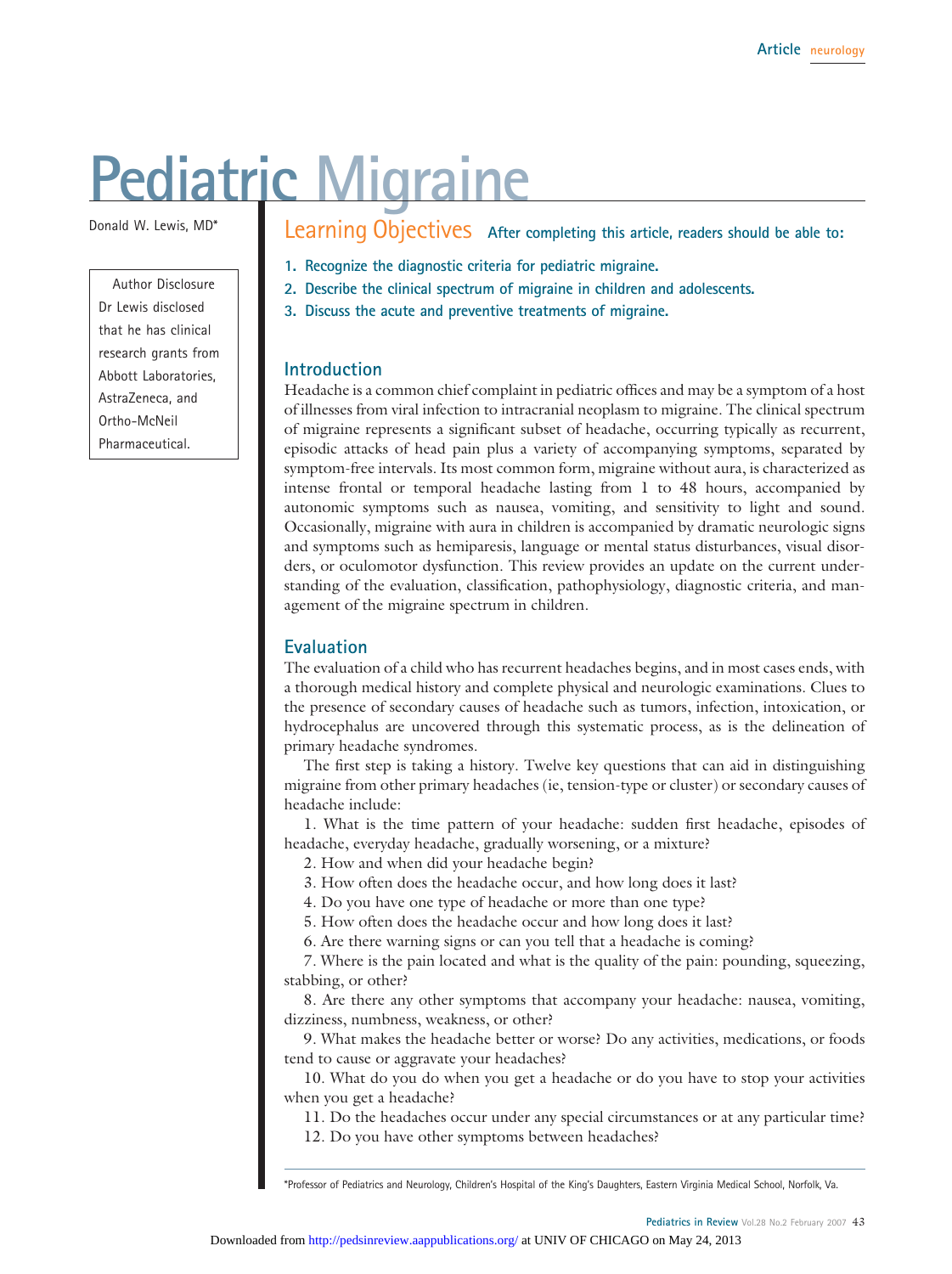# Pediatric Migraine

Donald W. Lewis, MD*

Author Disclosure
Dr Lewis disclosed that he has clinical research grants from Abbott Laboratories, AstraZeneca, and Ortho-McNeil Pharmaceutical.

## Learning Objectives

After completing this article, readers should be able to:

1. Recognize the diagnostic criteria for pediatric migraine.
2. Describe the clinical spectrum of migraine in children and adolescents.
3. Discuss the acute and preventive treatments of migraine.

## Introduction

Headache is a common chief complaint in pediatric offices and may be a symptom of a host of illnesses from viral infection to intracranial neoplasm to migraine. The clinical spectrum of migraine represents a significant subset of headache, occurring typically as recurrent, episodic attacks of head pain plus a variety of accompanying symptoms, separated by symptom-free intervals. Its most common form, migraine without aura, is characterized as intense frontal or temporal headache lasting from 1 to 48 hours, accompanied by autonomic symptoms such as nausea, vomiting, and sensitivity to light and sound. Occasionally, migraine with aura in children is accompanied by dramatic neurologic signs and symptoms such as hemiparesis, language or mental status disturbances, visual disorders, or oculomotor dysfunction. This review provides an update on the current understanding of the evaluation, classification, pathophysiology, diagnostic criteria, and management of the migraine spectrum in children.

## Evaluation

The evaluation of a child who has recurrent headaches begins, and in most cases ends, with a thorough medical history and complete physical and neurologic examinations. Clues to the presence of secondary causes of headache such as tumors, infection, intoxication, or hydrocephalus are uncovered through this systematic process, as is the delineation of primary headache syndromes.

The first step is taking a history. Twelve key questions that can aid in distinguishing migraine from other primary headaches (ie, tension-type or cluster) or secondary causes of headache include:

1. What is the time pattern of your headache: sudden first headache, episodes of headache, everyday headache, gradually worsening, or a mixture?
2. How and when did your headache begin?
3. How often does the headache occur, and how long does it last?
4. Do you have one type of headache or more than one type?
5. How often does the headache occur and how long does it last?
6. Are there warning signs or can you tell that a headache is coming?
7. Where is the pain located and what is the quality of the pain: pounding, squeezing, stabbing, or other?
8. Are there any other symptoms that accompany your headache: nausea, vomiting, dizziness, numbness, weakness, or other?
9. What makes the headache better or worse? Do any activities, medications, or foods tend to cause or aggravate your headaches?
10. What do you do when you get a headache or do you have to stop your activities when you get a headache?
11. Do the headaches occur under any special circumstances or at any particular time?
12. Do you have other symptoms between headaches?

*Professor of Pediatrics and Neurology, Children's Hospital of the King's Daughters, Eastern Virginia Medical School, Norfolk, Va.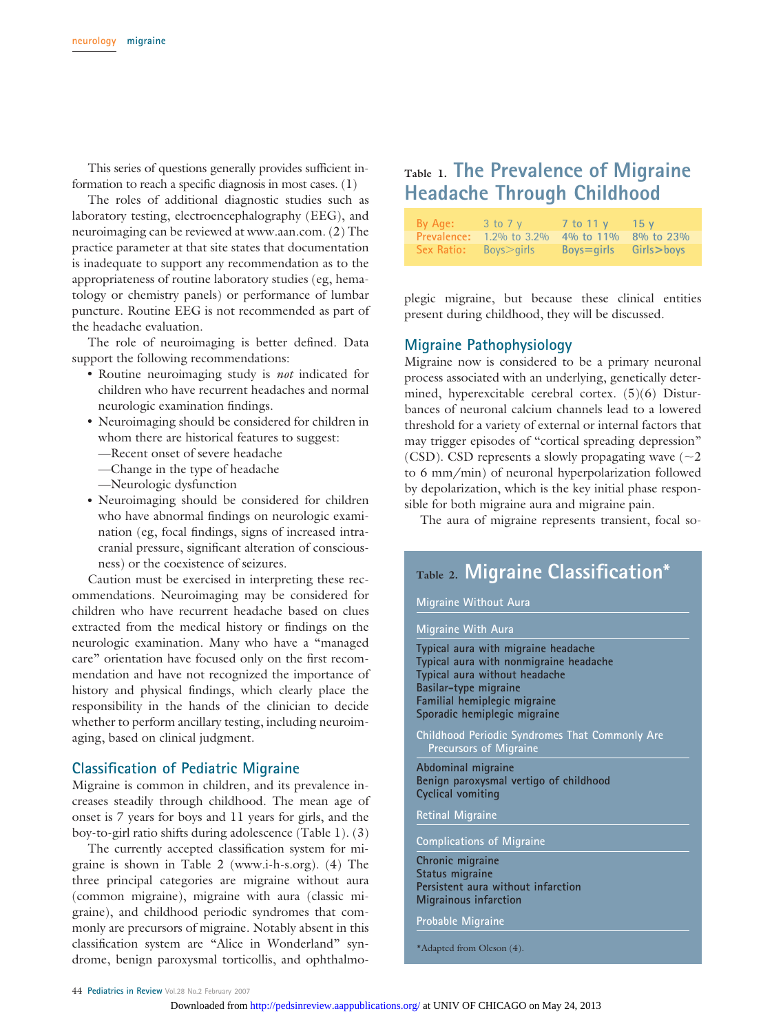This series of questions generally provides sufficient information to reach a specific diagnosis in most cases. (1)

The roles of additional diagnostic studies such as laboratory testing, electroencephalography (EEG), and neuroimaging can be reviewed at www.aan.com. (2) The practice parameter at that site states that documentation is inadequate to support any recommendation as to the appropriateness of routine laboratory studies (eg, hematology or chemistry panels) or performance of lumbar puncture. Routine EEG is not recommended as part of the headache evaluation.

The role of neuroimaging is better defined. Data support the following recommendations:

- Routine neuroimaging study is *not* indicated for children who have recurrent headaches and normal neurologic examination findings.
- Neuroimaging should be considered for children in whom there are historical features to suggest:
  - —Recent onset of severe headache
  - —Change in the type of headache
  - —Neurologic dysfunction
- Neuroimaging should be considered for children who have abnormal findings on neurologic examination (eg, focal findings, signs of increased intracranial pressure, significant alteration of consciousness) or the coexistence of seizures.

Caution must be exercised in interpreting these recommendations. Neuroimaging may be considered for children who have recurrent headache based on clues extracted from the medical history or findings on the neurologic examination. Many who have a "managed care" orientation have focused only on the first recommendation and have not recognized the importance of history and physical findings, which clearly place the responsibility in the hands of the clinician to decide whether to perform ancillary testing, including neuroimaging, based on clinical judgment.

## Classification of Pediatric Migraine

Migraine is common in children, and its prevalence increases steadily through childhood. The mean age of onset is 7 years for boys and 11 years for girls, and the boy-to-girl ratio shifts during adolescence (Table 1). (3)

The currently accepted classification system for migraine is shown in Table 2 (www.i-h-s.org). (4) The three principal categories are migraine without aura (common migraine), migraine with aura (classic migraine), and childhood periodic syndromes that commonly are precursors of migraine. Notably absent in this classification system are "Alice in Wonderland" syndrome, benign paroxysmal torticollis, and ophthalmoplegic migraine, but because these clinical entities present during childhood, they will be discussed.

**Table 1. The Prevalence of Migraine Headache Through Childhood**

| By Age: | 3 to 7 y | 7 to 11 y | 15 y |
|---|---|---|---|
| Prevalence: | 1.2% to 3.2% | 4% to 11% | 8% to 23% |
| Sex Ratio: | Boys>girls | Boys=girls | Girls>boys |

## Migraine Pathophysiology

Migraine now is considered to be a primary neuronal process associated with an underlying, genetically determined, hyperexcitable cerebral cortex. (5)(6) Disturbances of neuronal calcium channels lead to a lowered threshold for a variety of external or internal factors that may trigger episodes of "cortical spreading depression" (CSD). CSD represents a slowly propagating wave (~2 to 6 mm/min) of neuronal hyperpolarization followed by depolarization, which is the key initial phase responsible for both migraine aura and migraine pain.

The aura of migraine represents transient, focal so-

**Table 2. Migraine Classification***

**Migraine Without Aura**

**Migraine With Aura**

- Typical aura with migraine headache
- Typical aura with nonmigraine headache
- Typical aura without headache
- Basilar-type migraine
- Familial hemiplegic migraine
- Sporadic hemiplegic migraine

**Childhood Periodic Syndromes That Commonly Are Precursors of Migraine**

- Abdominal migraine
- Benign paroxysmal vertigo of childhood
- Cyclical vomiting

**Retinal Migraine**

**Complications of Migraine**

- Chronic migraine
- Status migraine
- Persistent aura without infarction
- Migrainous infarction

**Probable Migraine**

*Adapted from Oleson (4).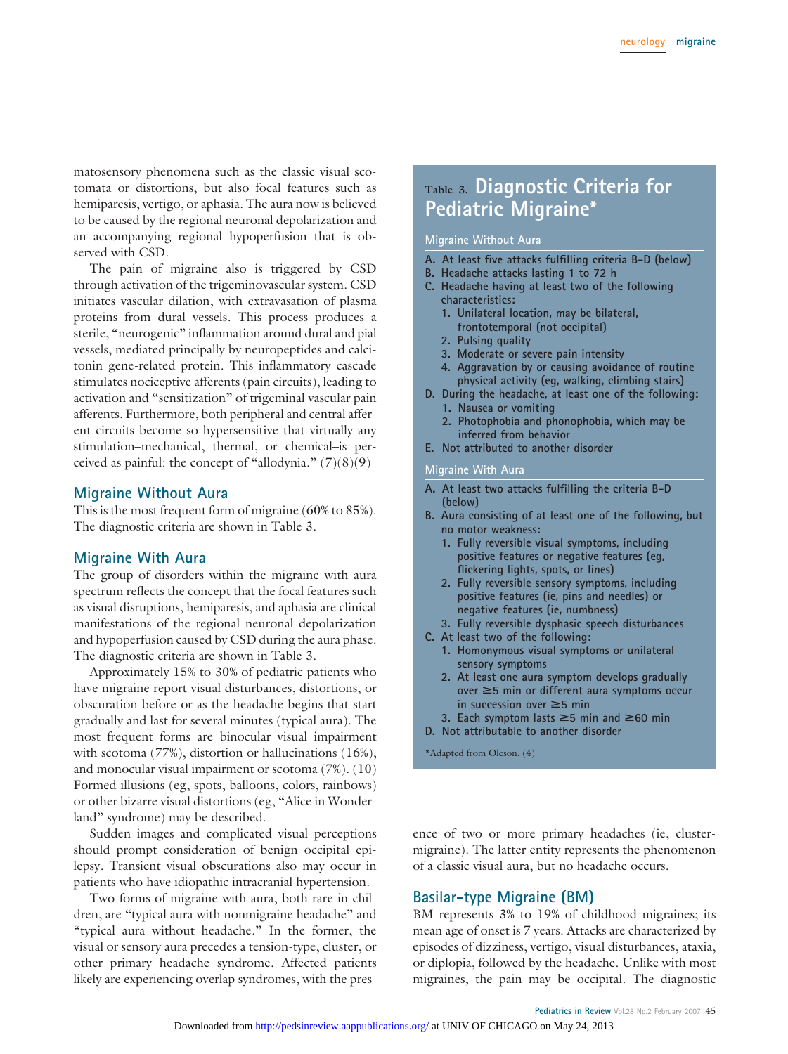matosensory phenomena such as the classic visual scotomata or distortions, but also focal features such as hemiparesis, vertigo, or aphasia. The aura now is believed to be caused by the regional neuronal depolarization and an accompanying regional hypoperfusion that is observed with CSD.

The pain of migraine also is triggered by CSD through activation of the trigeminovascular system. CSD initiates vascular dilation, with extravasation of plasma proteins from dural vessels. This process produces a sterile, "neurogenic" inflammation around dural and pial vessels, mediated principally by neuropeptides and calcitonin gene-related protein. This inflammatory cascade stimulates nociceptive afferents (pain circuits), leading to activation and "sensitization" of trigeminal vascular pain afferents. Furthermore, both peripheral and central afferent circuits become so hypersensitive that virtually any stimulation–mechanical, thermal, or chemical–is perceived as painful: the concept of "allodynia." (7)(8)(9)

## Migraine Without Aura

This is the most frequent form of migraine (60% to 85%). The diagnostic criteria are shown in Table 3.

## Migraine With Aura

The group of disorders within the migraine with aura spectrum reflects the concept that the focal features such as visual disruptions, hemiparesis, and aphasia are clinical manifestations of the regional neuronal depolarization and hypoperfusion caused by CSD during the aura phase. The diagnostic criteria are shown in Table 3.

Approximately 15% to 30% of pediatric patients who have migraine report visual disturbances, distortions, or obscuration before or as the headache begins that start gradually and last for several minutes (typical aura). The most frequent forms are binocular visual impairment with scotoma (77%), distortion or hallucinations (16%), and monocular visual impairment or scotoma (7%). (10) Formed illusions (eg, spots, balloons, colors, rainbows) or other bizarre visual distortions (eg, "Alice in Wonderland" syndrome) may be described.

Sudden images and complicated visual perceptions should prompt consideration of benign occipital epilepsy. Transient visual obscurations also may occur in patients who have idiopathic intracranial hypertension.

Two forms of migraine with aura, both rare in children, are "typical aura with nonmigraine headache" and "typical aura without headache." In the former, the visual or sensory aura precedes a tension-type, cluster, or other primary headache syndrome. Affected patients likely are experiencing overlap syndromes, with the presence of two or more primary headaches (ie, cluster-migraine). The latter entity represents the phenomenon of a classic visual aura, but no headache occurs.

### Table 3. Diagnostic Criteria for Pediatric Migraine*

**Migraine Without Aura**

A. At least five attacks fulfilling criteria B-D (below)
B. Headache attacks lasting 1 to 72 h
C. Headache having at least two of the following characteristics:
   1. Unilateral location, may be bilateral, frontotemporal (not occipital)
   2. Pulsing quality
   3. Moderate or severe pain intensity
   4. Aggravation by or causing avoidance of routine physical activity (eg, walking, climbing stairs)
D. During the headache, at least one of the following:
   1. Nausea or vomiting
   2. Photophobia and phonophobia, which may be inferred from behavior
E. Not attributed to another disorder

**Migraine With Aura**

A. At least two attacks fulfilling the criteria B-D (below)
B. Aura consisting of at least one of the following, but no motor weakness:
   1. Fully reversible visual symptoms, including positive features or negative features (eg, flickering lights, spots, or lines)
   2. Fully reversible sensory symptoms, including positive features (ie, pins and needles) or negative features (ie, numbness)
   3. Fully reversible dysphasic speech disturbances
C. At least two of the following:
   1. Homonymous visual symptoms or unilateral sensory symptoms
   2. At least one aura symptom develops gradually over ≥5 min or different aura symptoms occur in succession over ≥5 min
   3. Each symptom lasts ≥5 min and ≥60 min
D. Not attributable to another disorder

*Adapted from Oleson. (4)

## Basilar-type Migraine (BM)

BM represents 3% to 19% of childhood migraines; its mean age of onset is 7 years. Attacks are characterized by episodes of dizziness, vertigo, visual disturbances, ataxia, or diplopia, followed by the headache. Unlike with most migraines, the pain may be occipital. The diagnostic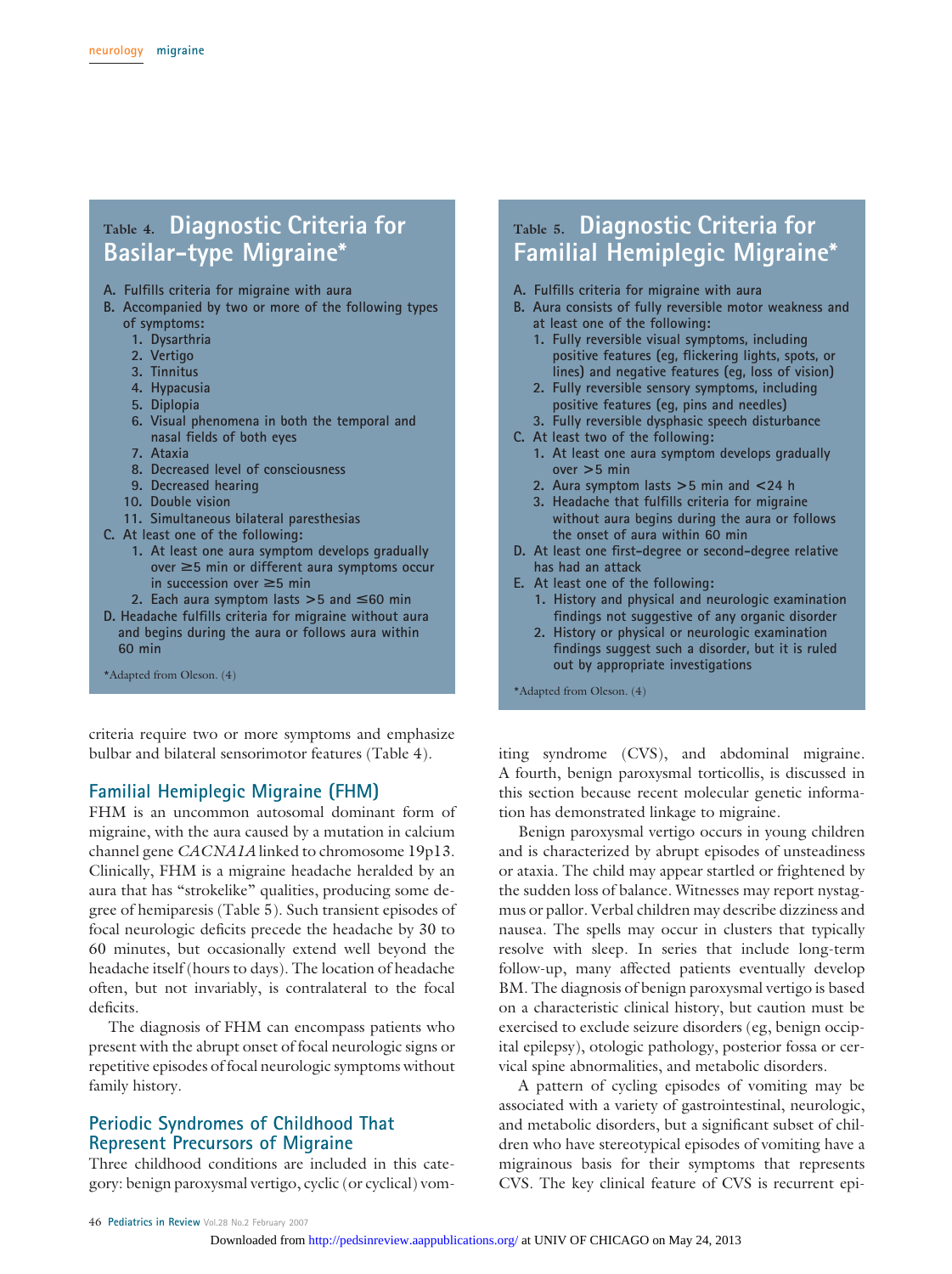### Table 4. Diagnostic Criteria for Basilar-type Migraine*

A. Fulfills criteria for migraine with aura
B. Accompanied by two or more of the following types of symptoms:
   1. Dysarthria
   2. Vertigo
   3. Tinnitus
   4. Hypacusia
   5. Diplopia
   6. Visual phenomena in both the temporal and nasal fields of both eyes
   7. Ataxia
   8. Decreased level of consciousness
   9. Decreased hearing
   10. Double vision
   11. Simultaneous bilateral paresthesias
C. At least one of the following:
   1. At least one aura symptom develops gradually over ≥5 min or different aura symptoms occur in succession over ≥5 min
   2. Each aura symptom lasts >5 and ≤60 min
D. Headache fulfills criteria for migraine without aura and begins during the aura or follows aura within 60 min

*Adapted from Oleson. (4)

### Table 5. Diagnostic Criteria for Familial Hemiplegic Migraine*

A. Fulfills criteria for migraine with aura
B. Aura consists of fully reversible motor weakness and at least one of the following:
   1. Fully reversible visual symptoms, including positive features (eg, flickering lights, spots, or lines) and negative features (eg, loss of vision)
   2. Fully reversible sensory symptoms, including positive features (eg, pins and needles)
   3. Fully reversible dysphasic speech disturbance
C. At least two of the following:
   1. At least one aura symptom develops gradually over >5 min
   2. Aura symptom lasts >5 min and <24 h
   3. Headache that fulfills criteria for migraine without aura begins during the aura or follows the onset of aura within 60 min
D. At least one first-degree or second-degree relative has had an attack
E. At least one of the following:
   1. History and physical and neurologic examination findings not suggestive of any organic disorder
   2. History or physical or neurologic examination findings suggest such a disorder, but it is ruled out by appropriate investigations

*Adapted from Oleson. (4)

criteria require two or more symptoms and emphasize bulbar and bilateral sensorimotor features (Table 4).

## Familial Hemiplegic Migraine (FHM)

FHM is an uncommon autosomal dominant form of migraine, with the aura caused by a mutation in calcium channel gene *CACNA1A* linked to chromosome 19p13. Clinically, FHM is a migraine headache heralded by an aura that has "strokelike" qualities, producing some degree of hemiparesis (Table 5). Such transient episodes of focal neurologic deficits precede the headache by 30 to 60 minutes, but occasionally extend well beyond the headache itself (hours to days). The location of headache often, but not invariably, is contralateral to the focal deficits.

The diagnosis of FHM can encompass patients who present with the abrupt onset of focal neurologic signs or repetitive episodes of focal neurologic symptoms without family history.

## Periodic Syndromes of Childhood That Represent Precursors of Migraine

Three childhood conditions are included in this category: benign paroxysmal vertigo, cyclic (or cyclical) vomiting syndrome (CVS), and abdominal migraine. A fourth, benign paroxysmal torticollis, is discussed in this section because recent molecular genetic information has demonstrated linkage to migraine.

Benign paroxysmal vertigo occurs in young children and is characterized by abrupt episodes of unsteadiness or ataxia. The child may appear startled or frightened by the sudden loss of balance. Witnesses may report nystagmus or pallor. Verbal children may describe dizziness and nausea. The spells may occur in clusters that typically resolve with sleep. In series that include long-term follow-up, many affected patients eventually develop BM. The diagnosis of benign paroxysmal vertigo is based on a characteristic clinical history, but caution must be exercised to exclude seizure disorders (eg, benign occipital epilepsy), otologic pathology, posterior fossa or cervical spine abnormalities, and metabolic disorders.

A pattern of cycling episodes of vomiting may be associated with a variety of gastrointestinal, neurologic, and metabolic disorders, but a significant subset of children who have stereotypical episodes of vomiting have a migrainous basis for their symptoms that represents CVS. The key clinical feature of CVS is recurrent epi-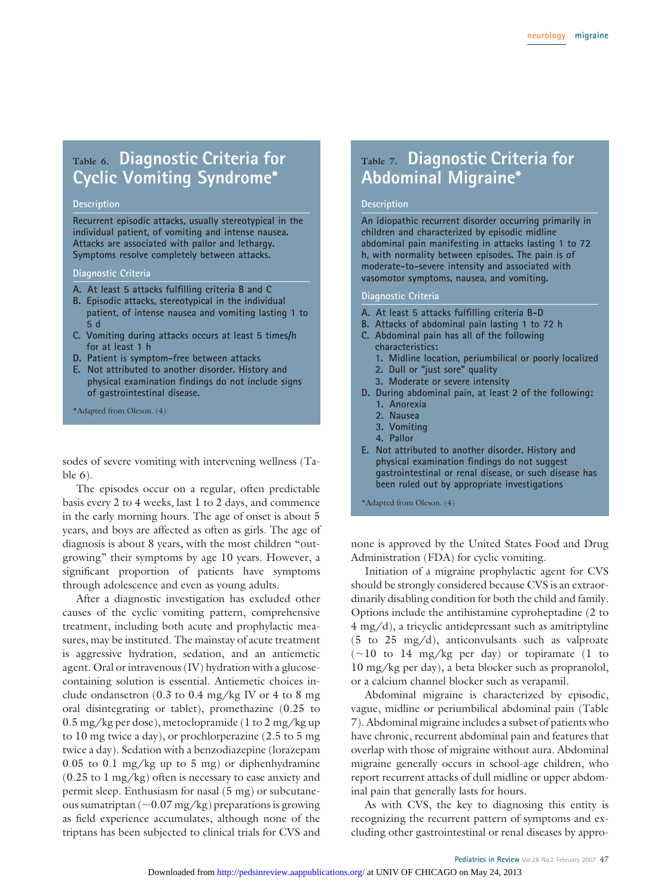## Table 6. Diagnostic Criteria for Cyclic Vomiting Syndrome*

**Description**

Recurrent episodic attacks, usually stereotypical in the individual patient, of vomiting and intense nausea. Attacks are associated with pallor and lethargy. Symptoms resolve completely between attacks.

**Diagnostic Criteria**

A. At least 5 attacks fulfilling criteria B and C
B. Episodic attacks, stereotypical in the individual patient, of intense nausea and vomiting lasting 1 to 5 d
C. Vomiting during attacks occurs at least 5 times/h for at least 1 h
D. Patient is symptom-free between attacks
E. Not attributed to another disorder. History and physical examination findings do not include signs of gastrointestinal disease.

*Adapted from Oleson. (4)

sodes of severe vomiting with intervening wellness (Table 6).

The episodes occur on a regular, often predictable basis every 2 to 4 weeks, last 1 to 2 days, and commence in the early morning hours. The age of onset is about 5 years, and boys are affected as often as girls. The age of diagnosis is about 8 years, with the most children "outgrowing" their symptoms by age 10 years. However, a significant proportion of patients have symptoms through adolescence and even as young adults.

After a diagnostic investigation has excluded other causes of the cyclic vomiting pattern, comprehensive treatment, including both acute and prophylactic measures, may be instituted. The mainstay of acute treatment is aggressive hydration, sedation, and an antiemetic agent. Oral or intravenous (IV) hydration with a glucose-containing solution is essential. Antiemetic choices include ondansetron (0.3 to 0.4 mg/kg IV or 4 to 8 mg oral disintegrating or tablet), promethazine (0.25 to 0.5 mg/kg per dose), metoclopramide (1 to 2 mg/kg up to 10 mg twice a day), or prochlorperazine (2.5 to 5 mg twice a day). Sedation with a benzodiazepine (lorazepam 0.05 to 0.1 mg/kg up to 5 mg) or diphenhydramine (0.25 to 1 mg/kg) often is necessary to ease anxiety and permit sleep. Enthusiasm for nasal (5 mg) or subcutaneous sumatriptan (~0.07 mg/kg) preparations is growing as field experience accumulates, although none of the triptans has been subjected to clinical trials for CVS and none is approved by the United States Food and Drug Administration (FDA) for cyclic vomiting.

Initiation of a migraine prophylactic agent for CVS should be strongly considered because CVS is an extraordinarily disabling condition for both the child and family. Options include the antihistamine cyproheptadine (2 to 4 mg/d), a tricyclic antidepressant such as amitriptyline (5 to 25 mg/d), anticonvulsants such as valproate (~10 to 14 mg/kg per day) or topiramate (1 to 10 mg/kg per day), a beta blocker such as propranolol, or a calcium channel blocker such as verapamil.

## Table 7. Diagnostic Criteria for Abdominal Migraine*

**Description**

An idiopathic recurrent disorder occurring primarily in children and characterized by episodic midline abdominal pain manifesting in attacks lasting 1 to 72 h, with normality between episodes. The pain is of moderate-to-severe intensity and associated with vasomotor symptoms, nausea, and vomiting.

**Diagnostic Criteria**

A. At least 5 attacks fulfilling criteria B–D
B. Attacks of abdominal pain lasting 1 to 72 h
C. Abdominal pain has all of the following characteristics:
   1. Midline location, periumbilical or poorly localized
   2. Dull or "just sore" quality
   3. Moderate or severe intensity
D. During abdominal pain, at least 2 of the following:
   1. Anorexia
   2. Nausea
   3. Vomiting
   4. Pallor
E. Not attributed to another disorder. History and physical examination findings do not suggest gastrointestinal or renal disease, or such disease has been ruled out by appropriate investigations

*Adapted from Oleson. (4)

Abdominal migraine is characterized by episodic, vague, midline or periumbilical abdominal pain (Table 7). Abdominal migraine includes a subset of patients who have chronic, recurrent abdominal pain and features that overlap with those of migraine without aura. Abdominal migraine generally occurs in school-age children, who report recurrent attacks of dull midline or upper abdominal pain that generally lasts for hours.

As with CVS, the key to diagnosing this entity is recognizing the recurrent pattern of symptoms and excluding other gastrointestinal or renal diseases by appro-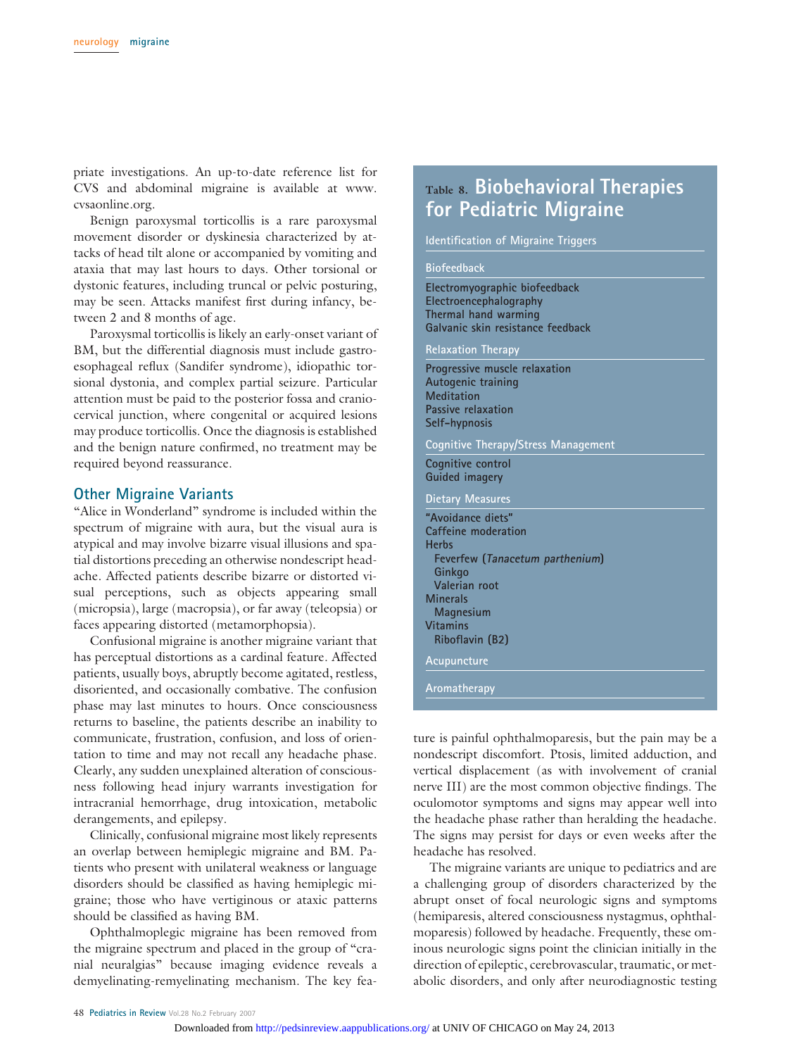priate investigations. An up-to-date reference list for CVS and abdominal migraine is available at www.cvsaonline.org.

Benign paroxysmal torticollis is a rare paroxysmal movement disorder or dyskinesia characterized by attacks of head tilt alone or accompanied by vomiting and ataxia that may last hours to days. Other torsional or dystonic features, including truncal or pelvic posturing, may be seen. Attacks manifest first during infancy, between 2 and 8 months of age.

Paroxysmal torticollis is likely an early-onset variant of BM, but the differential diagnosis must include gastroesophageal reflux (Sandifer syndrome), idiopathic torsional dystonia, and complex partial seizure. Particular attention must be paid to the posterior fossa and craniocervical junction, where congenital or acquired lesions may produce torticollis. Once the diagnosis is established and the benign nature confirmed, no treatment may be required beyond reassurance.

## Other Migraine Variants

"Alice in Wonderland" syndrome is included within the spectrum of migraine with aura, but the visual aura is atypical and may involve bizarre visual illusions and spatial distortions preceding an otherwise nondescript headache. Affected patients describe bizarre or distorted visual perceptions, such as objects appearing small (micropsia), large (macropsia), or far away (teleopsia) or faces appearing distorted (metamorphopsia).

Confusional migraine is another migraine variant that has perceptual distortions as a cardinal feature. Affected patients, usually boys, abruptly become agitated, restless, disoriented, and occasionally combative. The confusion phase may last minutes to hours. Once consciousness returns to baseline, the patients describe an inability to communicate, frustration, confusion, and loss of orientation to time and may not recall any headache phase. Clearly, any sudden unexplained alteration of consciousness following head injury warrants investigation for intracranial hemorrhage, drug intoxication, metabolic derangements, and epilepsy.

Clinically, confusional migraine most likely represents an overlap between hemiplegic migraine and BM. Patients who present with unilateral weakness or language disorders should be classified as having hemiplegic migraine; those who have vertiginous or ataxic patterns should be classified as having BM.

Ophthalmoplegic migraine has been removed from the migraine spectrum and placed in the group of "cranial neuralgias" because imaging evidence reveals a demyelinating-remyelinating mechanism. The key feature is painful ophthalmoparesis, but the pain may be a nondescript discomfort. Ptosis, limited adduction, and vertical displacement (as with involvement of cranial nerve III) are the most common objective findings. The oculomotor symptoms and signs may appear well into the headache phase rather than heralding the headache. The signs may persist for days or even weeks after the headache has resolved.

The migraine variants are unique to pediatrics and are a challenging group of disorders characterized by the abrupt onset of focal neurologic signs and symptoms (hemiparesis, altered consciousness nystagmus, ophthalmoparesis) followed by headache. Frequently, these ominous neurologic signs point the clinician initially in the direction of epileptic, cerebrovascular, traumatic, or metabolic disorders, and only after neurodiagnostic testing

### Table 8. Biobehavioral Therapies for Pediatric Migraine

**Identification of Migraine Triggers**

**Biofeedback**
- Electromyographic biofeedback
- Electroencephalography
- Thermal hand warming
- Galvanic skin resistance feedback

**Relaxation Therapy**
- Progressive muscle relaxation
- Autogenic training
- Meditation
- Passive relaxation
- Self-hypnosis

**Cognitive Therapy/Stress Management**
- Cognitive control
- Guided imagery

**Dietary Measures**
- "Avoidance diets"
- Caffeine moderation
- Herbs
  - Feverfew (*Tanacetum parthenium*)
  - Ginkgo
  - Valerian root
- Minerals
  - Magnesium
- Vitamins
  - Riboflavin (B2)

**Acupuncture**

**Aromatherapy**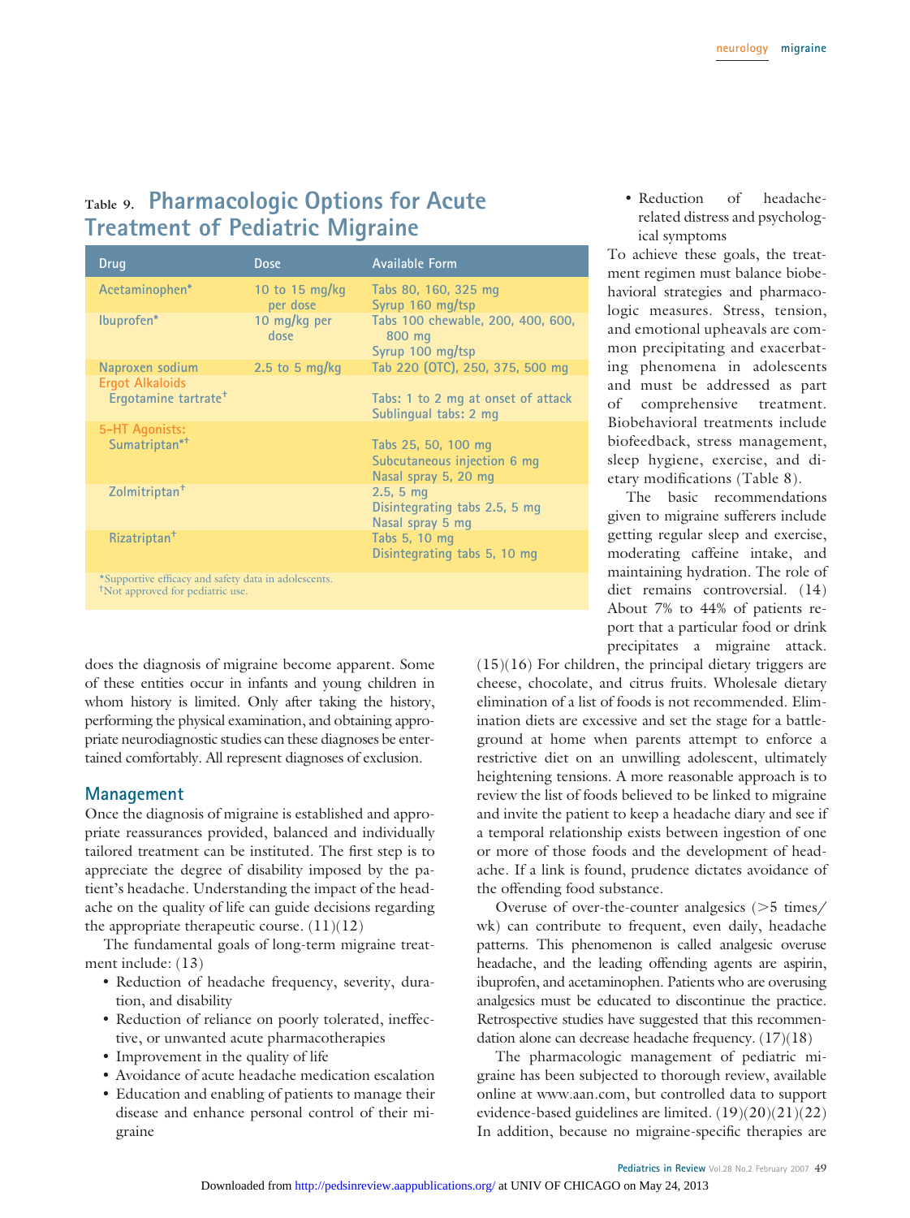Table 9. **Pharmacologic Options for Acute Treatment of Pediatric Migraine**

| Drug | Dose | Available Form |
|---|---|---|
| Acetaminophen* | 10 to 15 mg/kg per dose | Tabs 80, 160, 325 mg<br>Syrup 160 mg/tsp |
| Ibuprofen* | 10 mg/kg per dose | Tabs 100 chewable, 200, 400, 600, 800 mg<br>Syrup 100 mg/tsp |
| Naproxen sodium | 2.5 to 5 mg/kg | Tab 220 (OTC), 250, 375, 500 mg |
| Ergot Alkaloids | | |
| Ergotamine tartrate† | | Tabs: 1 to 2 mg at onset of attack<br>Sublingual tabs: 2 mg |
| 5-HT Agonists: | | |
| Sumatriptan*† | | Tabs 25, 50, 100 mg<br>Subcutaneous injection 6 mg<br>Nasal spray 5, 20 mg |
| Zolmitriptan† | | 2.5, 5 mg<br>Disintegrating tabs 2.5, 5 mg<br>Nasal spray 5 mg |
| Rizatriptan† | | Tabs 5, 10 mg<br>Disintegrating tabs 5, 10 mg |

*Supportive efficacy and safety data in adolescents.
†Not approved for pediatric use.

does the diagnosis of migraine become apparent. Some of these entities occur in infants and young children in whom history is limited. Only after taking the history, performing the physical examination, and obtaining appropriate neurodiagnostic studies can these diagnoses be entertained comfortably. All represent diagnoses of exclusion.

## Management

Once the diagnosis of migraine is established and appropriate reassurances provided, balanced and individually tailored treatment can be instituted. The first step is to appreciate the degree of disability imposed by the patient's headache. Understanding the impact of the headache on the quality of life can guide decisions regarding the appropriate therapeutic course. (11)(12)

The fundamental goals of long-term migraine treatment include: (13)

- Reduction of headache frequency, severity, duration, and disability
- Reduction of reliance on poorly tolerated, ineffective, or unwanted acute pharmacotherapies
- Improvement in the quality of life
- Avoidance of acute headache medication escalation
- Education and enabling of patients to manage their disease and enhance personal control of their migraine
- Reduction of headache-related distress and psychological symptoms

To achieve these goals, the treatment regimen must balance biobehavioral strategies and pharmacologic measures. Stress, tension, and emotional upheavals are common precipitating and exacerbating phenomena in adolescents and must be addressed as part of comprehensive treatment. Biobehavioral treatments include biofeedback, stress management, sleep hygiene, exercise, and dietary modifications (Table 8).

The basic recommendations given to migraine sufferers include getting regular sleep and exercise, moderating caffeine intake, and maintaining hydration. The role of diet remains controversial. (14) About 7% to 44% of patients report that a particular food or drink precipitates a migraine attack. (15)(16) For children, the principal dietary triggers are cheese, chocolate, and citrus fruits. Wholesale dietary elimination of a list of foods is not recommended. Elimination diets are excessive and set the stage for a battleground at home when parents attempt to enforce a restrictive diet on an unwilling adolescent, ultimately heightening tensions. A more reasonable approach is to review the list of foods believed to be linked to migraine and invite the patient to keep a headache diary and see if a temporal relationship exists between ingestion of one or more of those foods and the development of headache. If a link is found, prudence dictates avoidance of the offending food substance.

Overuse of over-the-counter analgesics (>5 times/wk) can contribute to frequent, even daily, headache patterns. This phenomenon is called analgesic overuse headache, and the leading offending agents are aspirin, ibuprofen, and acetaminophen. Patients who are overusing analgesics must be educated to discontinue the practice. Retrospective studies have suggested that this recommendation alone can decrease headache frequency. (17)(18)

The pharmacologic management of pediatric migraine has been subjected to thorough review, available online at www.aan.com, but controlled data to support evidence-based guidelines are limited. (19)(20)(21)(22) In addition, because no migraine-specific therapies are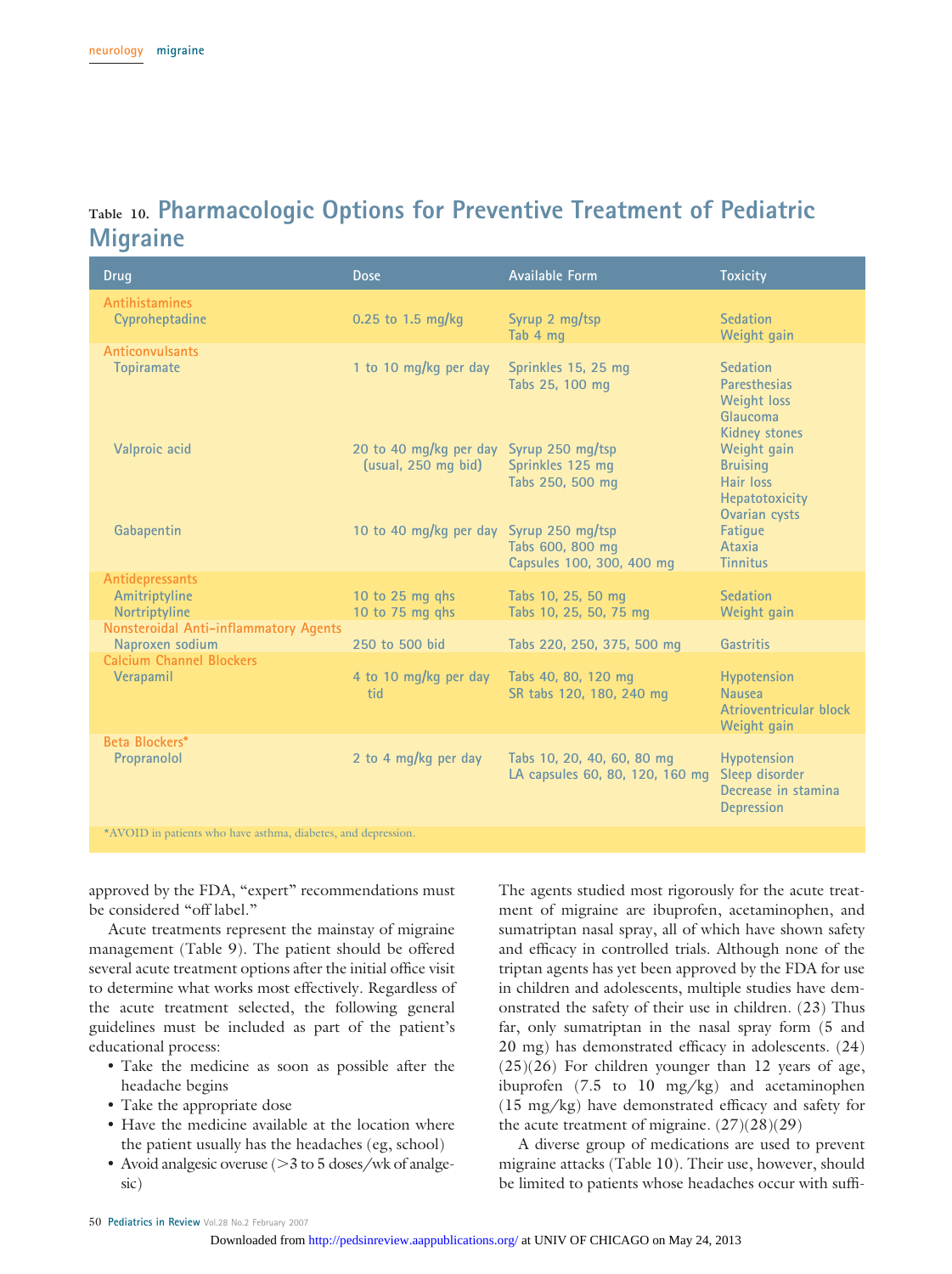## Table 10. Pharmacologic Options for Preventive Treatment of Pediatric Migraine

| Drug | Dose | Available Form | Toxicity |
|---|---|---|---|
| **Antihistamines** | | | |
| Cyproheptadine | 0.25 to 1.5 mg/kg | Syrup 2 mg/tsp<br>Tab 4 mg | Sedation<br>Weight gain |
| **Anticonvulsants** | | | |
| Topiramate | 1 to 10 mg/kg per day | Sprinkles 15, 25 mg<br>Tabs 25, 100 mg | Sedation<br>Paresthesias<br>Weight loss<br>Glaucoma<br>Kidney stones |
| Valproic acid | 20 to 40 mg/kg per day (usual, 250 mg bid) | Syrup 250 mg/tsp<br>Sprinkles 125 mg<br>Tabs 250, 500 mg | Weight gain<br>Bruising<br>Hair loss<br>Hepatotoxicity<br>Ovarian cysts |
| Gabapentin | 10 to 40 mg/kg per day | Syrup 250 mg/tsp<br>Tabs 600, 800 mg<br>Capsules 100, 300, 400 mg | Fatigue<br>Ataxia<br>Tinnitus |
| **Antidepressants** | | | |
| Amitriptyline | 10 to 25 mg qhs | Tabs 10, 25, 50 mg | Sedation |
| Nortriptyline | 10 to 75 mg qhs | Tabs 10, 25, 50, 75 mg | Weight gain |
| **Nonsteroidal Anti-inflammatory Agents** | | | |
| Naproxen sodium | 250 to 500 bid | Tabs 220, 250, 375, 500 mg | Gastritis |
| **Calcium Channel Blockers** | | | |
| Verapamil | 4 to 10 mg/kg per day tid | Tabs 40, 80, 120 mg<br>SR tabs 120, 180, 240 mg | Hypotension<br>Nausea<br>Atrioventricular block<br>Weight gain |
| **Beta Blockers*** | | | |
| Propranolol | 2 to 4 mg/kg per day | Tabs 10, 20, 40, 60, 80 mg<br>LA capsules 60, 80, 120, 160 mg | Hypotension<br>Sleep disorder<br>Decrease in stamina<br>Depression |

*AVOID in patients who have asthma, diabetes, and depression.

approved by the FDA, "expert" recommendations must be considered "off label."

Acute treatments represent the mainstay of migraine management (Table 9). The patient should be offered several acute treatment options after the initial office visit to determine what works most effectively. Regardless of the acute treatment selected, the following general guidelines must be included as part of the patient's educational process:

- Take the medicine as soon as possible after the headache begins
- Take the appropriate dose
- Have the medicine available at the location where the patient usually has the headaches (eg, school)
- Avoid analgesic overuse (>3 to 5 doses/wk of analgesic)

The agents studied most rigorously for the acute treatment of migraine are ibuprofen, acetaminophen, and sumatriptan nasal spray, all of which have shown safety and efficacy in controlled trials. Although none of the triptan agents has yet been approved by the FDA for use in children and adolescents, multiple studies have demonstrated the safety of their use in children. (23) Thus far, only sumatriptan in the nasal spray form (5 and 20 mg) has demonstrated efficacy in adolescents. (24)(25)(26) For children younger than 12 years of age, ibuprofen (7.5 to 10 mg/kg) and acetaminophen (15 mg/kg) have demonstrated efficacy and safety for the acute treatment of migraine. (27)(28)(29)

A diverse group of medications are used to prevent migraine attacks (Table 10). Their use, however, should be limited to patients whose headaches occur with suffi-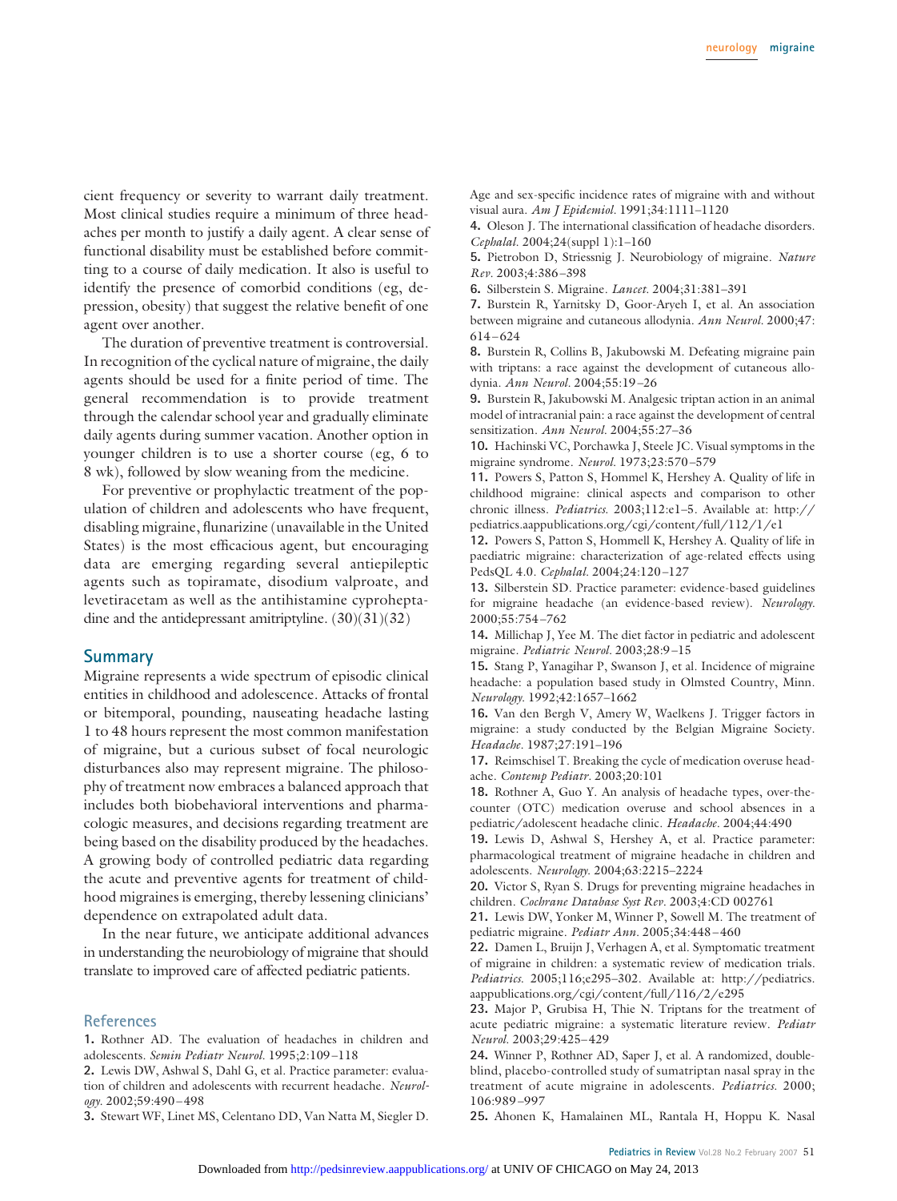cient frequency or severity to warrant daily treatment. Most clinical studies require a minimum of three headaches per month to justify a daily agent. A clear sense of functional disability must be established before committing to a course of daily medication. It also is useful to identify the presence of comorbid conditions (eg, depression, obesity) that suggest the relative benefit of one agent over another.

The duration of preventive treatment is controversial. In recognition of the cyclical nature of migraine, the daily agents should be used for a finite period of time. The general recommendation is to provide treatment through the calendar school year and gradually eliminate daily agents during summer vacation. Another option in younger children is to use a shorter course (eg, 6 to 8 wk), followed by slow weaning from the medicine.

For preventive or prophylactic treatment of the population of children and adolescents who have frequent, disabling migraine, flunarizine (unavailable in the United States) is the most efficacious agent, but encouraging data are emerging regarding several antiepileptic agents such as topiramate, disodium valproate, and levetiracetam as well as the antihistamine cyproheptadine and the antidepressant amitriptyline. (30)(31)(32)

## Summary

Migraine represents a wide spectrum of episodic clinical entities in childhood and adolescence. Attacks of frontal or bitemporal, pounding, nauseating headache lasting 1 to 48 hours represent the most common manifestation of migraine, but a curious subset of focal neurologic disturbances also may represent migraine. The philosophy of treatment now embraces a balanced approach that includes both biobehavioral interventions and pharmacologic measures, and decisions regarding treatment are being based on the disability produced by the headaches. A growing body of controlled pediatric data regarding the acute and preventive agents for treatment of childhood migraines is emerging, thereby lessening clinicians' dependence on extrapolated adult data.

In the near future, we anticipate additional advances in understanding the neurobiology of migraine that should translate to improved care of affected pediatric patients.

## References

1. Rothner AD. The evaluation of headaches in children and adolescents. *Semin Pediatr Neurol.* 1995;2:109–118
2. Lewis DW, Ashwal S, Dahl G, et al. Practice parameter: evaluation of children and adolescents with recurrent headache. *Neurology.* 2002;59:490–498
3. Stewart WF, Linet MS, Celentano DD, Van Natta M, Siegler D. Age and sex-specific incidence rates of migraine with and without visual aura. *Am J Epidemiol.* 1991;34:1111–1120
4. Oleson J. The international classification of headache disorders. *Cephalal.* 2004;24(suppl 1):1–160
5. Pietrobon D, Striessnig J. Neurobiology of migraine. *Nature Rev.* 2003;4:386–398
6. Silberstein S. Migraine. *Lancet.* 2004;31:381–391
7. Burstein R, Yarnitsky D, Goor-Aryeh I, et al. An association between migraine and cutaneous allodynia. *Ann Neurol.* 2000;47:614–624
8. Burstein R, Collins B, Jakubowski M. Defeating migraine pain with triptans: a race against the development of cutaneous allodynia. *Ann Neurol.* 2004;55:19–26
9. Burstein R, Jakubowski M. Analgesic triptan action in an animal model of intracranial pain: a race against the development of central sensitization. *Ann Neurol.* 2004;55:27–36
10. Hachinski VC, Porchawka J, Steele JC. Visual symptoms in the migraine syndrome. *Neurol.* 1973;23:570–579
11. Powers S, Patton S, Hommel K, Hershey A. Quality of life in childhood migraine: clinical aspects and comparison to other chronic illness. *Pediatrics.* 2003;112:e1–5. Available at: http://pediatrics.aappublications.org/cgi/content/full/112/1/e1
12. Powers S, Patton S, Hommell K, Hershey A. Quality of life in paediatric migraine: characterization of age-related effects using PedsQL 4.0. *Cephalal.* 2004;24:120–127
13. Silberstein SD. Practice parameter: evidence-based guidelines for migraine headache (an evidence-based review). *Neurology.* 2000;55:754–762
14. Millichap J, Yee M. The diet factor in pediatric and adolescent migraine. *Pediatric Neurol.* 2003;28:9–15
15. Stang P, Yanagihar P, Swanson J, et al. Incidence of migraine headache: a population based study in Olmsted Country, Minn. *Neurology.* 1992;42:1657–1662
16. Van den Bergh V, Amery W, Waelkens J. Trigger factors in migraine: a study conducted by the Belgian Migraine Society. *Headache.* 1987;27:191–196
17. Reimschisel T. Breaking the cycle of medication overuse headache. *Contemp Pediatr.* 2003;20:101
18. Rothner A, Guo Y. An analysis of headache types, over-the-counter (OTC) medication overuse and school absences in a pediatric/adolescent headache clinic. *Headache.* 2004;44:490
19. Lewis D, Ashwal S, Hershey A, et al. Practice parameter: pharmacological treatment of migraine headache in children and adolescents. *Neurology.* 2004;63:2215–2224
20. Victor S, Ryan S. Drugs for preventing migraine headaches in children. *Cochrane Database Syst Rev.* 2003;4:CD 002761
21. Lewis DW, Yonker M, Winner P, Sowell M. The treatment of pediatric migraine. *Pediatr Ann.* 2005;34:448–460
22. Damen L, Bruijn J, Verhagen A, et al. Symptomatic treatment of migraine in children: a systematic review of medication trials. *Pediatrics.* 2005;116;e295–302. Available at: http://pediatrics.aappublications.org/cgi/content/full/116/2/e295
23. Major P, Grubisa H, Thie N. Triptans for the treatment of acute pediatric migraine: a systematic literature review. *Pediatr Neurol.* 2003;29:425–429
24. Winner P, Rothner AD, Saper J, et al. A randomized, double-blind, placebo-controlled study of sumatriptan nasal spray in the treatment of acute migraine in adolescents. *Pediatrics.* 2000;106:989–997
25. Ahonen K, Hamalainen ML, Rantala H, Hoppu K. Nasal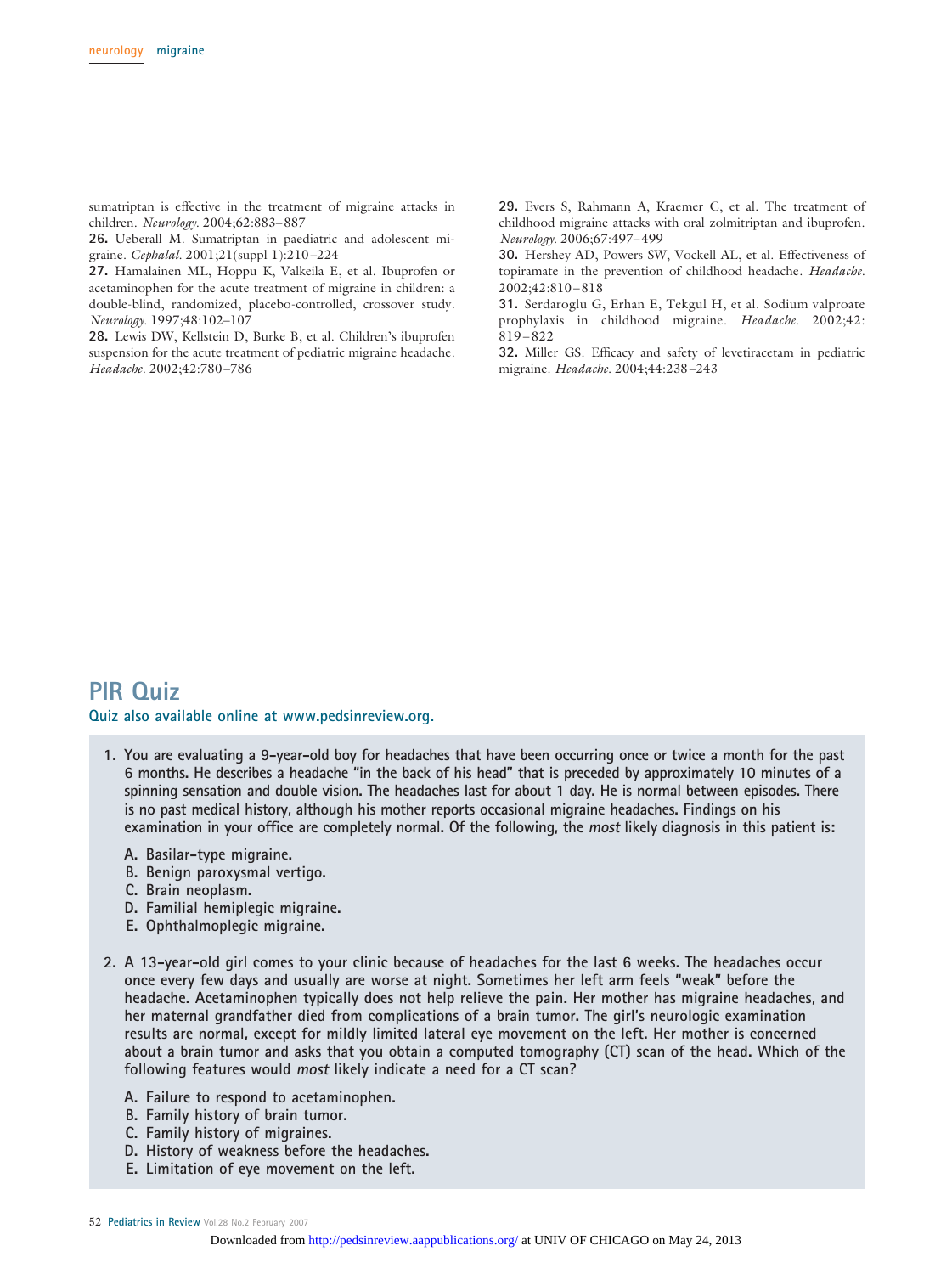sumatriptan is effective in the treatment of migraine attacks in children. *Neurology.* 2004;62:883–887

**26.** Ueberall M. Sumatriptan in paediatric and adolescent migraine. *Cephalal.* 2001;21(suppl 1):210–224

**27.** Hamalainen ML, Hoppu K, Valkeila E, et al. Ibuprofen or acetaminophen for the acute treatment of migraine in children: a double-blind, randomized, placebo-controlled, crossover study. *Neurology.* 1997;48:102–107

**28.** Lewis DW, Kellstein D, Burke B, et al. Children's ibuprofen suspension for the acute treatment of pediatric migraine headache. *Headache.* 2002;42:780–786

**29.** Evers S, Rahmann A, Kraemer C, et al. The treatment of childhood migraine attacks with oral zolmitriptan and ibuprofen. *Neurology.* 2006;67:497–499

**30.** Hershey AD, Powers SW, Vockell AL, et al. Effectiveness of topiramate in the prevention of childhood headache. *Headache.* 2002;42:810–818

**31.** Serdaroglu G, Erhan E, Tekgul H, et al. Sodium valproate prophylaxis in childhood migraine. *Headache.* 2002;42:819–822

**32.** Miller GS. Efficacy and safety of levetiracetam in pediatric migraine. *Headache.* 2004;44:238–243

## PIR Quiz

**Quiz also available online at www.pedsinreview.org.**

**1. You are evaluating a 9-year-old boy for headaches that have been occurring once or twice a month for the past 6 months. He describes a headache "in the back of his head" that is preceded by approximately 10 minutes of a spinning sensation and double vision. The headaches last for about 1 day. He is normal between episodes. There is no past medical history, although his mother reports occasional migraine headaches. Findings on his examination in your office are completely normal. Of the following, the *most* likely diagnosis in this patient is:**

- A. Basilar-type migraine.
- B. Benign paroxysmal vertigo.
- C. Brain neoplasm.
- D. Familial hemiplegic migraine.
- E. Ophthalmoplegic migraine.

**2. A 13-year-old girl comes to your clinic because of headaches for the last 6 weeks. The headaches occur once every few days and usually are worse at night. Sometimes her left arm feels "weak" before the headache. Acetaminophen typically does not help relieve the pain. Her mother has migraine headaches, and her maternal grandfather died from complications of a brain tumor. The girl's neurologic examination results are normal, except for mildly limited lateral eye movement on the left. Her mother is concerned about a brain tumor and asks that you obtain a computed tomography (CT) scan of the head. Which of the following features would *most* likely indicate a need for a CT scan?**

- A. Failure to respond to acetaminophen.
- B. Family history of brain tumor.
- C. Family history of migraines.
- D. History of weakness before the headaches.
- E. Limitation of eye movement on the left.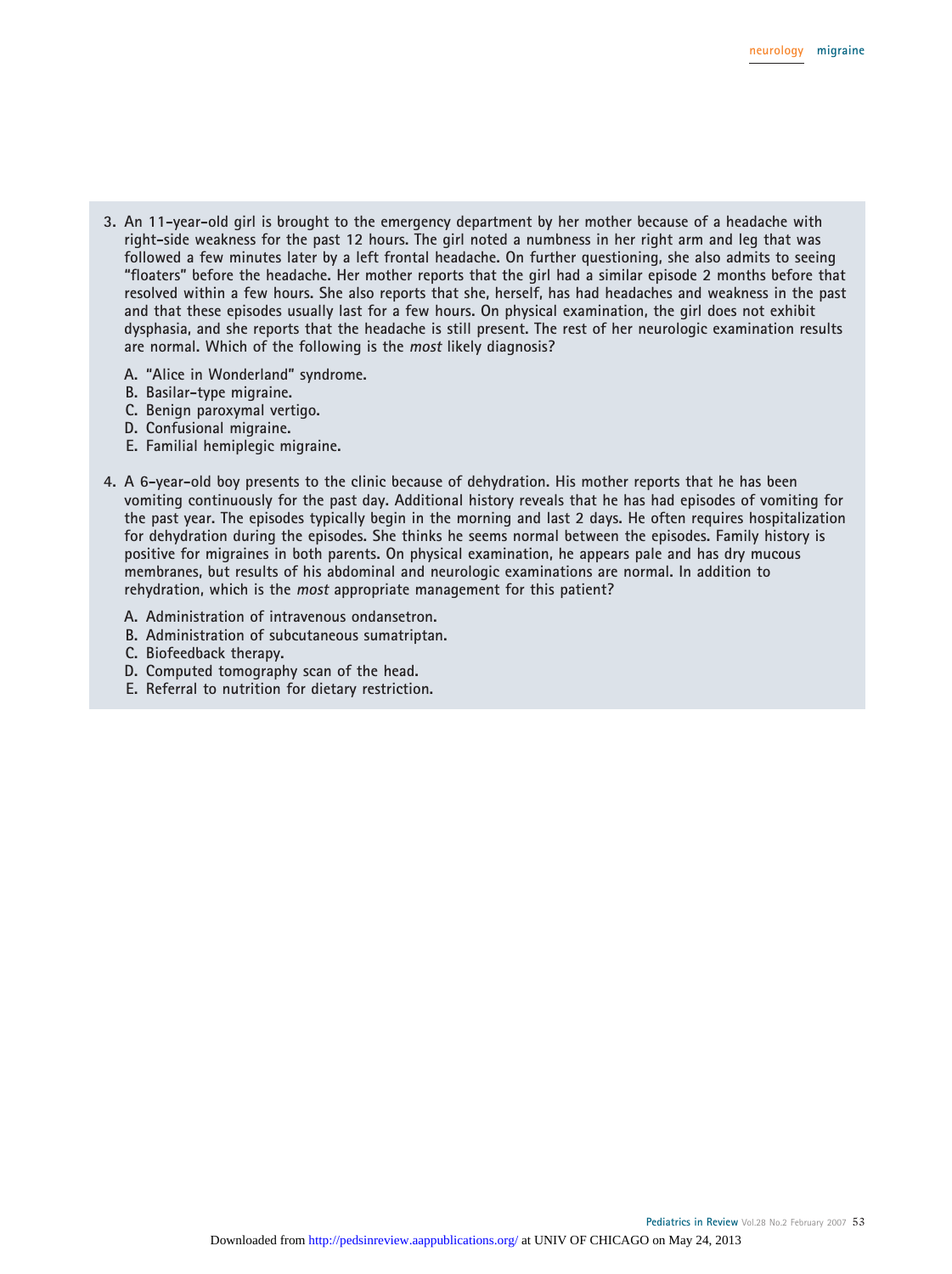3. An 11-year-old girl is brought to the emergency department by her mother because of a headache with right-side weakness for the past 12 hours. The girl noted a numbness in her right arm and leg that was followed a few minutes later by a left frontal headache. On further questioning, she also admits to seeing "floaters" before the headache. Her mother reports that the girl had a similar episode 2 months before that resolved within a few hours. She also reports that she, herself, has had headaches and weakness in the past and that these episodes usually last for a few hours. On physical examination, the girl does not exhibit dysphasia, and she reports that the headache is still present. The rest of her neurologic examination results are normal. Which of the following is the *most* likely diagnosis?

   A. "Alice in Wonderland" syndrome.
   B. Basilar-type migraine.
   C. Benign paroxymal vertigo.
   D. Confusional migraine.
   E. Familial hemiplegic migraine.

4. A 6-year-old boy presents to the clinic because of dehydration. His mother reports that he has been vomiting continuously for the past day. Additional history reveals that he has had episodes of vomiting for the past year. The episodes typically begin in the morning and last 2 days. He often requires hospitalization for dehydration during the episodes. She thinks he seems normal between the episodes. Family history is positive for migraines in both parents. On physical examination, he appears pale and has dry mucous membranes, but results of his abdominal and neurologic examinations are normal. In addition to rehydration, which is the *most* appropriate management for this patient?

   A. Administration of intravenous ondansetron.
   B. Administration of subcutaneous sumatriptan.
   C. Biofeedback therapy.
   D. Computed tomography scan of the head.
   E. Referral to nutrition for dietary restriction.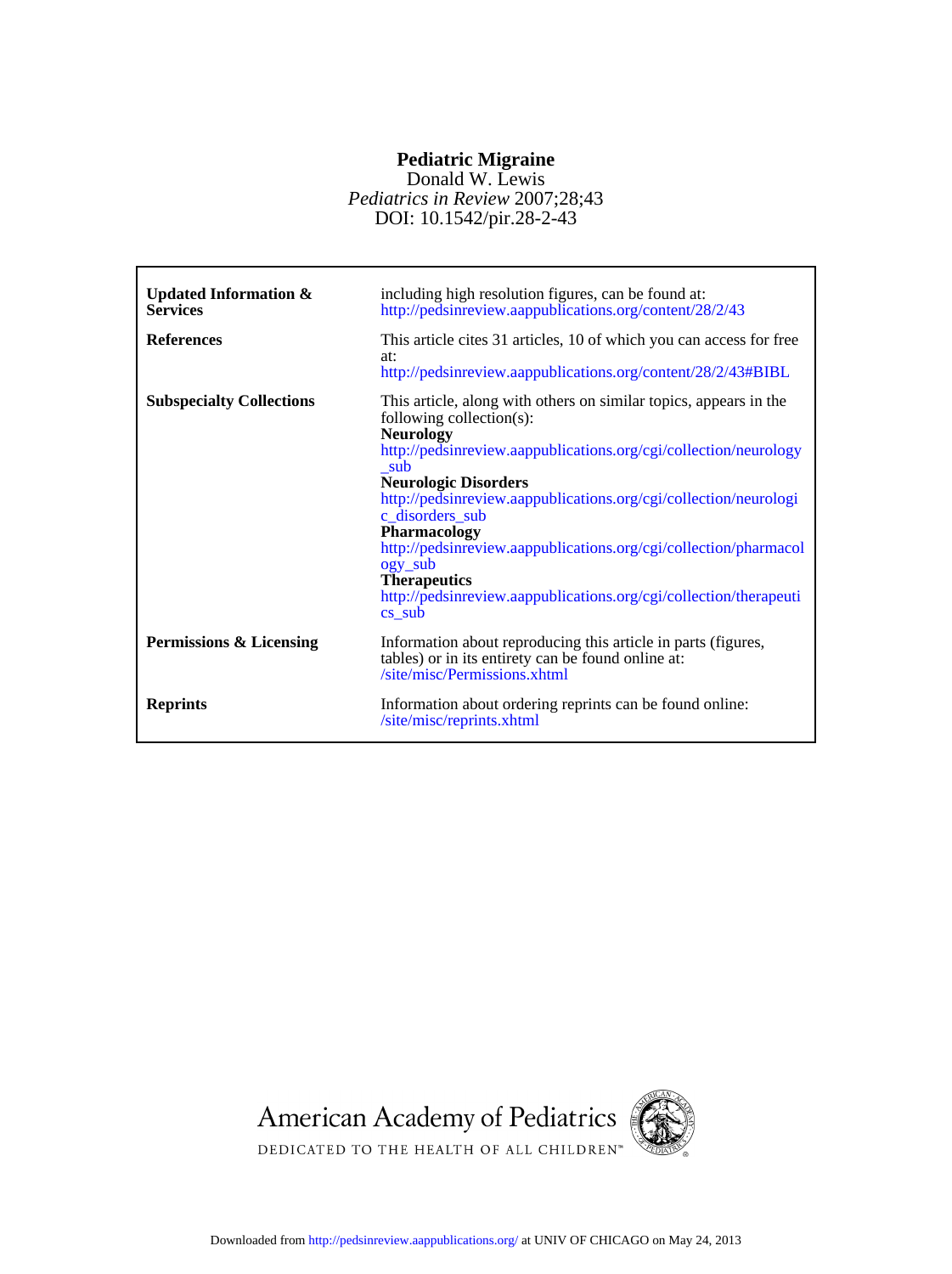# Pediatric Migraine

Donald W. Lewis

*Pediatrics in Review* 2007;28;43

DOI: 10.1542/pir.28-2-43

| | |
|---|---|
| **Updated Information & Services** | including high resolution figures, can be found at: http://pedsinreview.aappublications.org/content/28/2/43 |
| **References** | This article cites 31 articles, 10 of which you can access for free at: http://pedsinreview.aappublications.org/content/28/2/43#BIBL |
| **Subspecialty Collections** | This article, along with others on similar topics, appears in the following collection(s): **Neurology** http://pedsinreview.aappublications.org/cgi/collection/neurology_sub **Neurologic Disorders** http://pedsinreview.aappublications.org/cgi/collection/neurologic_disorders_sub **Pharmacology** http://pedsinreview.aappublications.org/cgi/collection/pharmacology_sub **Therapeutics** http://pedsinreview.aappublications.org/cgi/collection/therapeutics_sub |
| **Permissions & Licensing** | Information about reproducing this article in parts (figures, tables) or in its entirety can be found online at: /site/misc/Permissions.xhtml |
| **Reprints** | Information about ordering reprints can be found online: /site/misc/reprints.xhtml |

American Academy of Pediatrics

DEDICATED TO THE HEALTH OF ALL CHILDREN™

Downloaded from http://pedsinreview.aappublications.org/ at UNIV OF CHICAGO on May 24, 2013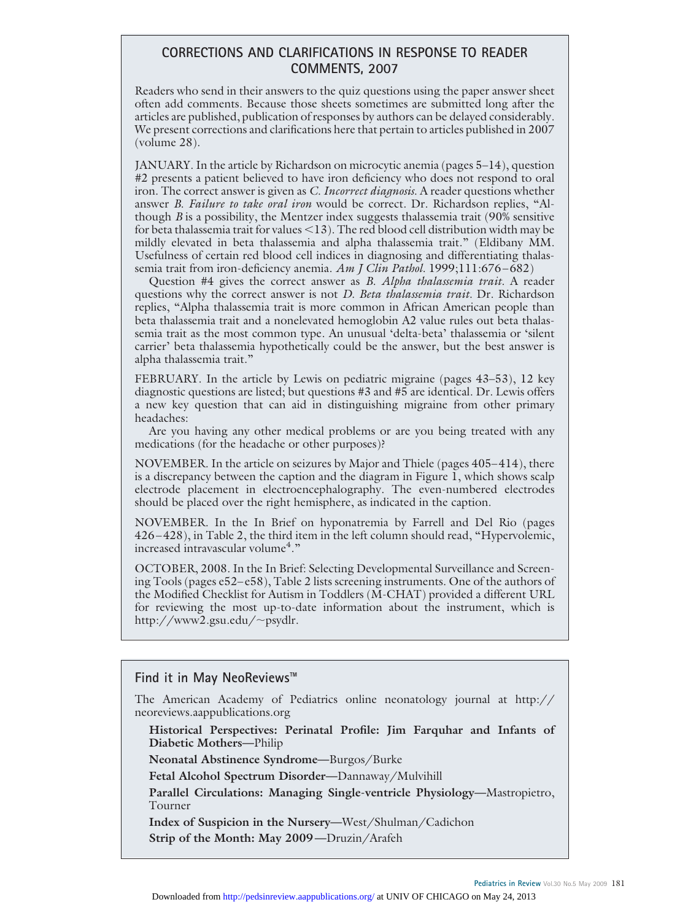## CORRECTIONS AND CLARIFICATIONS IN RESPONSE TO READER COMMENTS, 2007

Readers who send in their answers to the quiz questions using the paper answer sheet often add comments. Because those sheets sometimes are submitted long after the articles are published, publication of responses by authors can be delayed considerably. We present corrections and clarifications here that pertain to articles published in 2007 (volume 28).

JANUARY. In the article by Richardson on microcytic anemia (pages 5–14), question #2 presents a patient believed to have iron deficiency who does not respond to oral iron. The correct answer is given as *C. Incorrect diagnosis.* A reader questions whether answer *B. Failure to take oral iron* would be correct. Dr. Richardson replies, "Although *B* is a possibility, the Mentzer index suggests thalassemia trait (90% sensitive for beta thalassemia trait for values <13). The red blood cell distribution width may be mildly elevated in beta thalassemia and alpha thalassemia trait." (Eldibany MM. Usefulness of certain red blood cell indices in diagnosing and differentiating thalassemia trait from iron-deficiency anemia. *Am J Clin Pathol.* 1999;111:676–682)

Question #4 gives the correct answer as *B. Alpha thalassemia trait.* A reader questions why the correct answer is not *D. Beta thalassemia trait.* Dr. Richardson replies, "Alpha thalassemia trait is more common in African American people than beta thalassemia trait and a nonelevated hemoglobin A2 value rules out beta thalassemia trait as the most common type. An unusual 'delta-beta' thalassemia or 'silent carrier' beta thalassemia hypothetically could be the answer, but the best answer is alpha thalassemia trait."

FEBRUARY. In the article by Lewis on pediatric migraine (pages 43–53), 12 key diagnostic questions are listed; but questions #3 and #5 are identical. Dr. Lewis offers a new key question that can aid in distinguishing migraine from other primary headaches:

Are you having any other medical problems or are you being treated with any medications (for the headache or other purposes)?

NOVEMBER. In the article on seizures by Major and Thiele (pages 405–414), there is a discrepancy between the caption and the diagram in Figure 1, which shows scalp electrode placement in electroencephalography. The even-numbered electrodes should be placed over the right hemisphere, as indicated in the caption.

NOVEMBER. In the In Brief on hyponatremia by Farrell and Del Rio (pages 426–428), in Table 2, the third item in the left column should read, "Hypervolemic, increased intravascular volume[4]."

OCTOBER, 2008. In the In Brief: Selecting Developmental Surveillance and Screening Tools (pages e52–e58), Table 2 lists screening instruments. One of the authors of the Modified Checklist for Autism in Toddlers (M-CHAT) provided a different URL for reviewing the most up-to-date information about the instrument, which is http://www2.gsu.edu/~psydlr.

## Find it in May NeoReviews™

The American Academy of Pediatrics online neonatology journal at http://neoreviews.aappublications.org

**Historical Perspectives: Perinatal Profile: Jim Farquhar and Infants of Diabetic Mothers**—Philip

**Neonatal Abstinence Syndrome**—Burgos/Burke

**Fetal Alcohol Spectrum Disorder**—Dannaway/Mulvihill

**Parallel Circulations: Managing Single-ventricle Physiology**—Mastropietro, Tourner

**Index of Suspicion in the Nursery**—West/Shulman/Cadichon

**Strip of the Month: May 2009**—Druzin/Arafeh